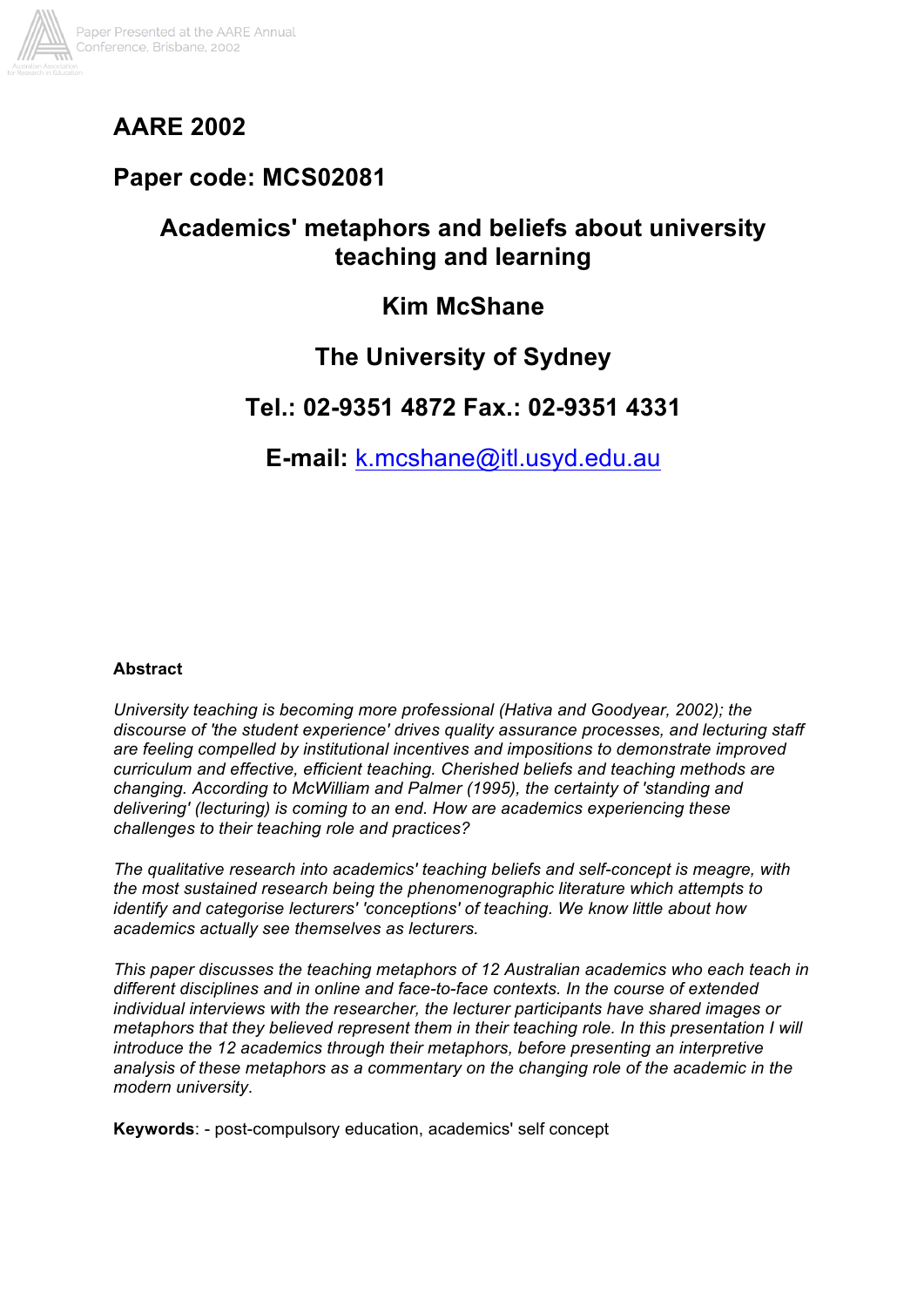# AARE 2002

## Paper code: MCS02081

## Academics' metaphors and beliefs about university teaching and learning

## Kim McShane

## The University of Sydney

## Tel.: 02-9351 4872 Fax.: 02-9351 4331

## E-mail: k.mcshane@itl.usyd.edu.au

**Abstract**

*University teaching is becoming more professional (Hativa and Goodyear, 2002); the discourse of 'the student experience' drives quality assurance processes, and lecturing staff are feeling compelled by institutional incentives and impositions to demonstrate improved curriculum and effective, efficient teaching. Cherished beliefs and teaching methods are changing. According to McWilliam and Palmer (1995), the certainty of 'standing and delivering' (lecturing) is coming to an end. How are academics experiencing these challenges to their teaching role and practices?*

*The qualitative research into academics' teaching beliefs and self-concept is meagre, with the most sustained research being the phenomenographic literature which attempts to identify and categorise lecturers' 'conceptions' of teaching. We know little about how academics actually see themselves as lecturers.*

*This paper discusses the teaching metaphors of 12 Australian academics who each teach in different disciplines and in online and face-to-face contexts. In the course of extended individual interviews with the researcher, the lecturer participants have shared images or metaphors that they believed represent them in their teaching role. In this presentation I will introduce the 12 academics through their metaphors, before presenting an interpretive analysis of these metaphors as a commentary on the changing role of the academic in the modern university.*

**Keywords**: - post-compulsory education, academics' self concept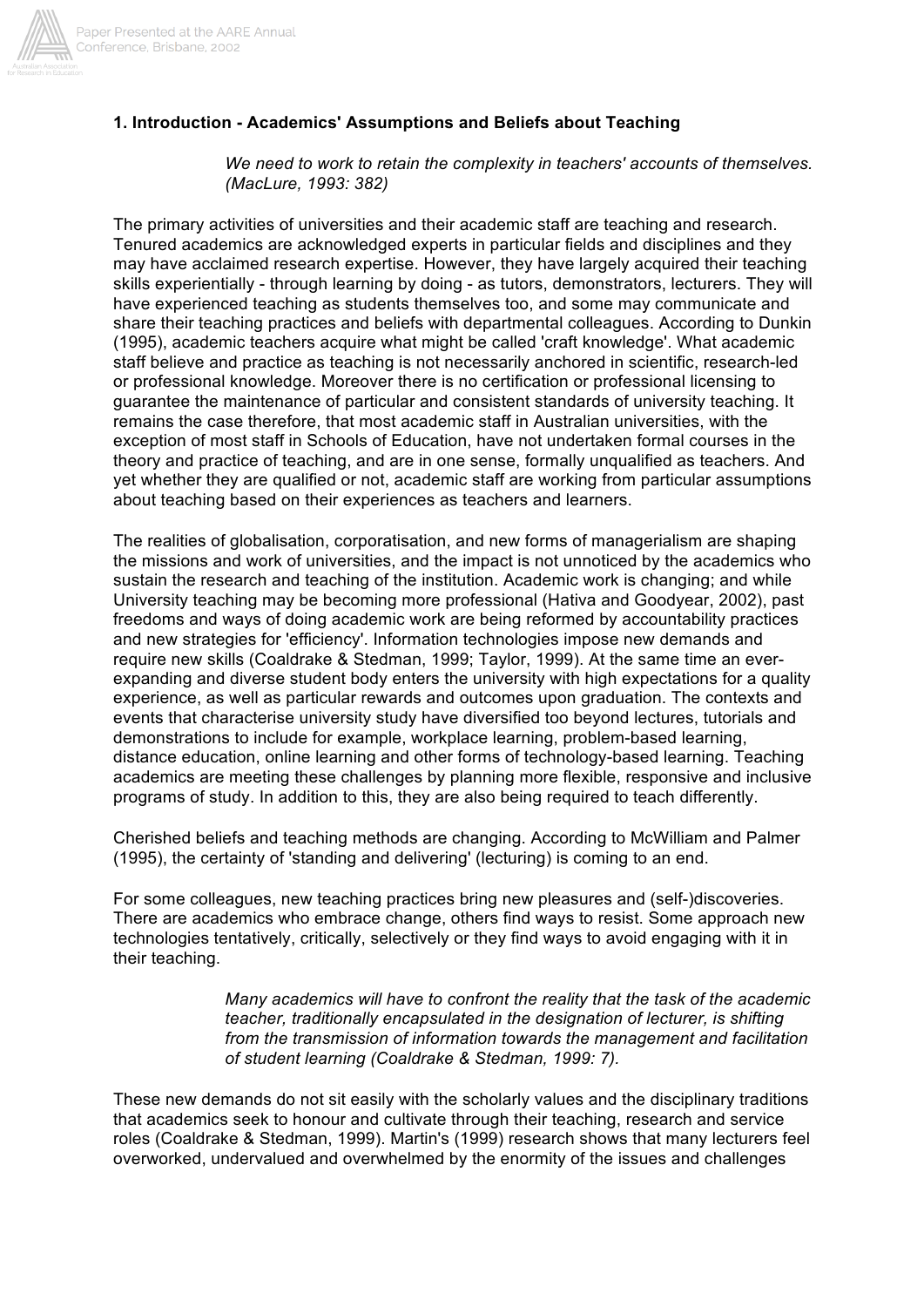## 1. Introduction - Academics' Assumptions and Beliefs about Teaching

> *We need to work to retain the complexity in teachers' accounts of themselves. (MacLure, 1993: 382)*

The primary activities of universities and their academic staff are teaching and research. Tenured academics are acknowledged experts in particular fields and disciplines and they may have acclaimed research expertise. However, they have largely acquired their teaching skills experientially - through learning by doing - as tutors, demonstrators, lecturers. They will have experienced teaching as students themselves too, and some may communicate and share their teaching practices and beliefs with departmental colleagues. According to Dunkin (1995), academic teachers acquire what might be called 'craft knowledge'. What academic staff believe and practice as teaching is not necessarily anchored in scientific, research-led or professional knowledge. Moreover there is no certification or professional licensing to guarantee the maintenance of particular and consistent standards of university teaching. It remains the case therefore, that most academic staff in Australian universities, with the exception of most staff in Schools of Education, have not undertaken formal courses in the theory and practice of teaching, and are in one sense, formally unqualified as teachers. And yet whether they are qualified or not, academic staff are working from particular assumptions about teaching based on their experiences as teachers and learners.

The realities of globalisation, corporatisation, and new forms of managerialism are shaping the missions and work of universities, and the impact is not unnoticed by the academics who sustain the research and teaching of the institution. Academic work is changing; and while University teaching may be becoming more professional (Hativa and Goodyear, 2002), past freedoms and ways of doing academic work are being reformed by accountability practices and new strategies for 'efficiency'. Information technologies impose new demands and require new skills (Coaldrake & Stedman, 1999; Taylor, 1999). At the same time an ever-expanding and diverse student body enters the university with high expectations for a quality experience, as well as particular rewards and outcomes upon graduation. The contexts and events that characterise university study have diversified too beyond lectures, tutorials and demonstrations to include for example, workplace learning, problem-based learning, distance education, online learning and other forms of technology-based learning. Teaching academics are meeting these challenges by planning more flexible, responsive and inclusive programs of study. In addition to this, they are also being required to teach differently.

Cherished beliefs and teaching methods are changing. According to McWilliam and Palmer (1995), the certainty of 'standing and delivering' (lecturing) is coming to an end.

For some colleagues, new teaching practices bring new pleasures and (self-)discoveries. There are academics who embrace change, others find ways to resist. Some approach new technologies tentatively, critically, selectively or they find ways to avoid engaging with it in their teaching.

> *Many academics will have to confront the reality that the task of the academic teacher, traditionally encapsulated in the designation of lecturer, is shifting from the transmission of information towards the management and facilitation of student learning (Coaldrake & Stedman, 1999: 7).*

These new demands do not sit easily with the scholarly values and the disciplinary traditions that academics seek to honour and cultivate through their teaching, research and service roles (Coaldrake & Stedman, 1999). Martin's (1999) research shows that many lecturers feel overworked, undervalued and overwhelmed by the enormity of the issues and challenges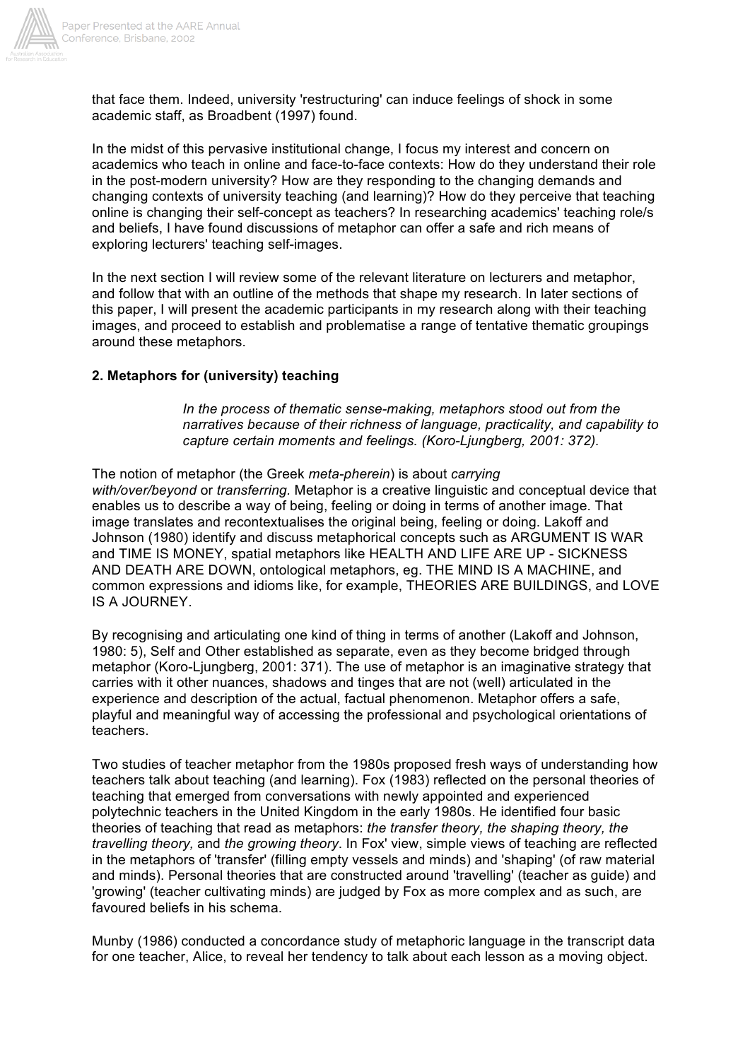that face them. Indeed, university 'restructuring' can induce feelings of shock in some academic staff, as Broadbent (1997) found.

In the midst of this pervasive institutional change, I focus my interest and concern on academics who teach in online and face-to-face contexts: How do they understand their role in the post-modern university? How are they responding to the changing demands and changing contexts of university teaching (and learning)? How do they perceive that teaching online is changing their self-concept as teachers? In researching academics' teaching role/s and beliefs, I have found discussions of metaphor can offer a safe and rich means of exploring lecturers' teaching self-images.

In the next section I will review some of the relevant literature on lecturers and metaphor, and follow that with an outline of the methods that shape my research. In later sections of this paper, I will present the academic participants in my research along with their teaching images, and proceed to establish and problematise a range of tentative thematic groupings around these metaphors.

## 2. Metaphors for (university) teaching

> *In the process of thematic sense-making, metaphors stood out from the narratives because of their richness of language, practicality, and capability to capture certain moments and feelings. (Koro-Ljungberg, 2001: 372).*

The notion of metaphor (the Greek *meta-pherein*) is about *carrying with/over/beyond* or *transferring.* Metaphor is a creative linguistic and conceptual device that enables us to describe a way of being, feeling or doing in terms of another image. That image translates and recontextualises the original being, feeling or doing. Lakoff and Johnson (1980) identify and discuss metaphorical concepts such as ARGUMENT IS WAR and TIME IS MONEY, spatial metaphors like HEALTH AND LIFE ARE UP - SICKNESS AND DEATH ARE DOWN, ontological metaphors, eg. THE MIND IS A MACHINE, and common expressions and idioms like, for example, THEORIES ARE BUILDINGS, and LOVE IS A JOURNEY.

By recognising and articulating one kind of thing in terms of another (Lakoff and Johnson, 1980: 5), Self and Other established as separate, even as they become bridged through metaphor (Koro-Ljungberg, 2001: 371). The use of metaphor is an imaginative strategy that carries with it other nuances, shadows and tinges that are not (well) articulated in the experience and description of the actual, factual phenomenon. Metaphor offers a safe, playful and meaningful way of accessing the professional and psychological orientations of teachers.

Two studies of teacher metaphor from the 1980s proposed fresh ways of understanding how teachers talk about teaching (and learning). Fox (1983) reflected on the personal theories of teaching that emerged from conversations with newly appointed and experienced polytechnic teachers in the United Kingdom in the early 1980s. He identified four basic theories of teaching that read as metaphors: *the transfer theory, the shaping theory, the travelling theory,* and *the growing theory*. In Fox' view, simple views of teaching are reflected in the metaphors of 'transfer' (filling empty vessels and minds) and 'shaping' (of raw material and minds). Personal theories that are constructed around 'travelling' (teacher as guide) and 'growing' (teacher cultivating minds) are judged by Fox as more complex and as such, are favoured beliefs in his schema.

Munby (1986) conducted a concordance study of metaphoric language in the transcript data for one teacher, Alice, to reveal her tendency to talk about each lesson as a moving object.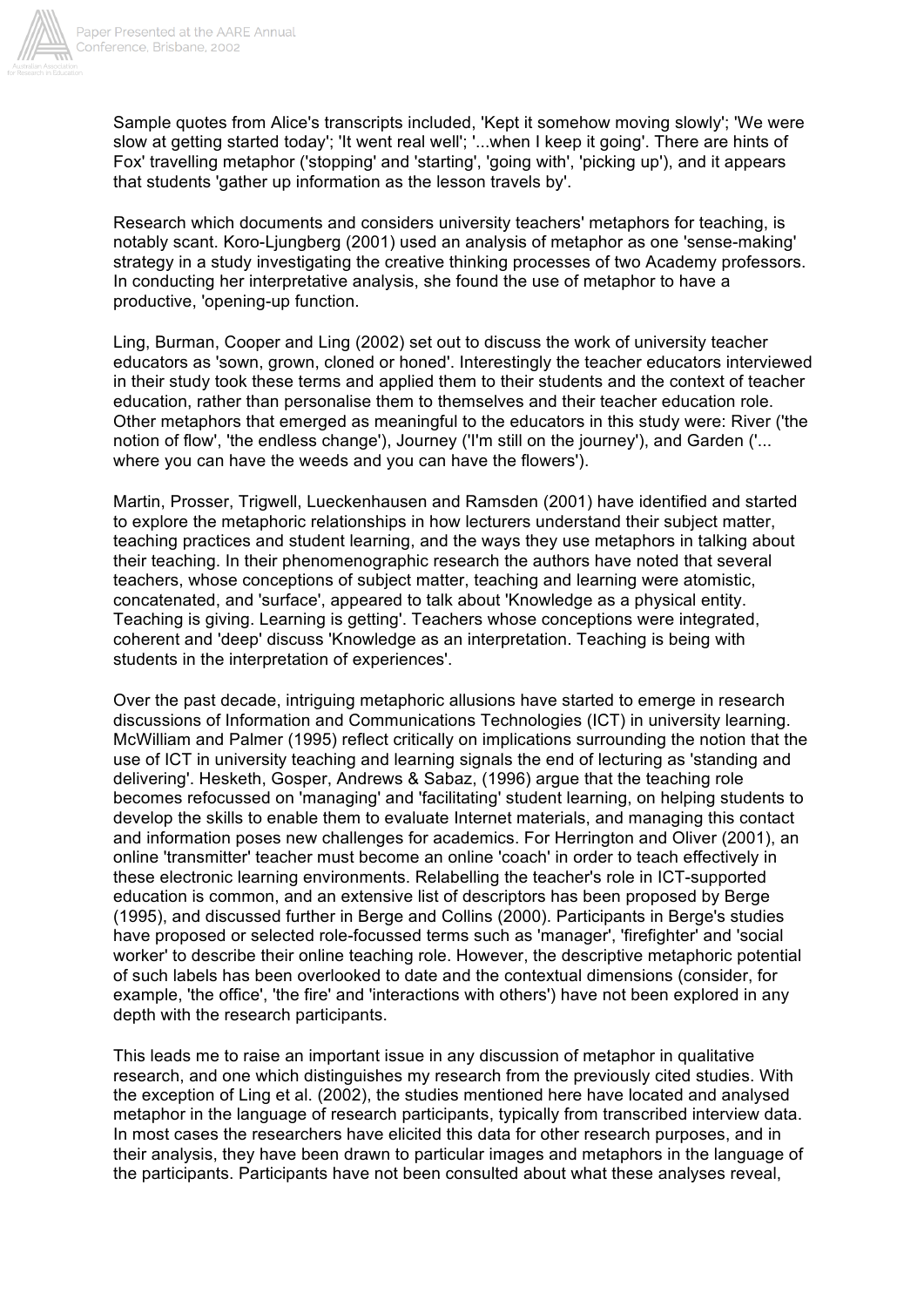Sample quotes from Alice's transcripts included, 'Kept it somehow moving slowly'; 'We were slow at getting started today'; 'It went real well'; '...when I keep it going'. There are hints of Fox' travelling metaphor ('stopping' and 'starting', 'going with', 'picking up'), and it appears that students 'gather up information as the lesson travels by'.

Research which documents and considers university teachers' metaphors for teaching, is notably scant. Koro-Ljungberg (2001) used an analysis of metaphor as one 'sense-making' strategy in a study investigating the creative thinking processes of two Academy professors. In conducting her interpretative analysis, she found the use of metaphor to have a productive, 'opening-up function.

Ling, Burman, Cooper and Ling (2002) set out to discuss the work of university teacher educators as 'sown, grown, cloned or honed'. Interestingly the teacher educators interviewed in their study took these terms and applied them to their students and the context of teacher education, rather than personalise them to themselves and their teacher education role. Other metaphors that emerged as meaningful to the educators in this study were: River ('the notion of flow', 'the endless change'), Journey ('I'm still on the journey'), and Garden ('... where you can have the weeds and you can have the flowers').

Martin, Prosser, Trigwell, Lueckenhausen and Ramsden (2001) have identified and started to explore the metaphoric relationships in how lecturers understand their subject matter, teaching practices and student learning, and the ways they use metaphors in talking about their teaching. In their phenomenographic research the authors have noted that several teachers, whose conceptions of subject matter, teaching and learning were atomistic, concatenated, and 'surface', appeared to talk about 'Knowledge as a physical entity. Teaching is giving. Learning is getting'. Teachers whose conceptions were integrated, coherent and 'deep' discuss 'Knowledge as an interpretation. Teaching is being with students in the interpretation of experiences'.

Over the past decade, intriguing metaphoric allusions have started to emerge in research discussions of Information and Communications Technologies (ICT) in university learning. McWilliam and Palmer (1995) reflect critically on implications surrounding the notion that the use of ICT in university teaching and learning signals the end of lecturing as 'standing and delivering'. Hesketh, Gosper, Andrews & Sabaz, (1996) argue that the teaching role becomes refocussed on 'managing' and 'facilitating' student learning, on helping students to develop the skills to enable them to evaluate Internet materials, and managing this contact and information poses new challenges for academics. For Herrington and Oliver (2001), an online 'transmitter' teacher must become an online 'coach' in order to teach effectively in these electronic learning environments. Relabelling the teacher's role in ICT-supported education is common, and an extensive list of descriptors has been proposed by Berge (1995), and discussed further in Berge and Collins (2000). Participants in Berge's studies have proposed or selected role-focussed terms such as 'manager', 'firefighter' and 'social worker' to describe their online teaching role. However, the descriptive metaphoric potential of such labels has been overlooked to date and the contextual dimensions (consider, for example, 'the office', 'the fire' and 'interactions with others') have not been explored in any depth with the research participants.

This leads me to raise an important issue in any discussion of metaphor in qualitative research, and one which distinguishes my research from the previously cited studies. With the exception of Ling et al. (2002), the studies mentioned here have located and analysed metaphor in the language of research participants, typically from transcribed interview data. In most cases the researchers have elicited this data for other research purposes, and in their analysis, they have been drawn to particular images and metaphors in the language of the participants. Participants have not been consulted about what these analyses reveal,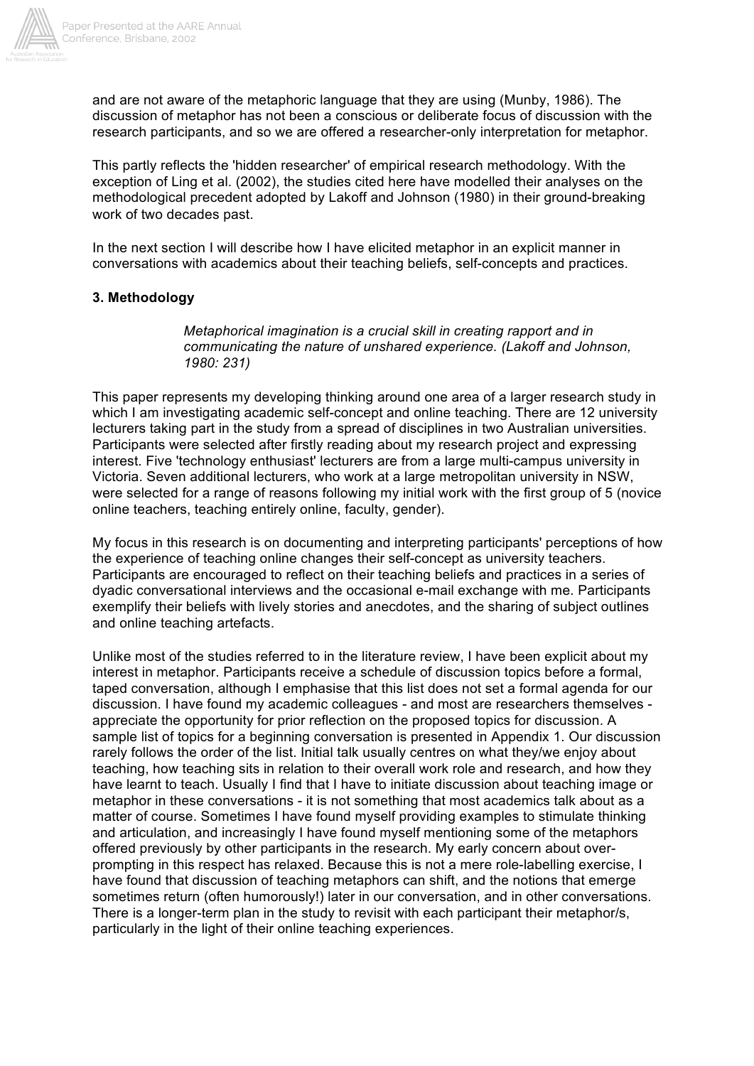and are not aware of the metaphoric language that they are using (Munby, 1986). The discussion of metaphor has not been a conscious or deliberate focus of discussion with the research participants, and so we are offered a researcher-only interpretation for metaphor.

This partly reflects the 'hidden researcher' of empirical research methodology. With the exception of Ling et al. (2002), the studies cited here have modelled their analyses on the methodological precedent adopted by Lakoff and Johnson (1980) in their ground-breaking work of two decades past.

In the next section I will describe how I have elicited metaphor in an explicit manner in conversations with academics about their teaching beliefs, self-concepts and practices.

### 3. Methodology

> *Metaphorical imagination is a crucial skill in creating rapport and in communicating the nature of unshared experience. (Lakoff and Johnson, 1980: 231)*

This paper represents my developing thinking around one area of a larger research study in which I am investigating academic self-concept and online teaching. There are 12 university lecturers taking part in the study from a spread of disciplines in two Australian universities. Participants were selected after firstly reading about my research project and expressing interest. Five 'technology enthusiast' lecturers are from a large multi-campus university in Victoria. Seven additional lecturers, who work at a large metropolitan university in NSW, were selected for a range of reasons following my initial work with the first group of 5 (novice online teachers, teaching entirely online, faculty, gender).

My focus in this research is on documenting and interpreting participants' perceptions of how the experience of teaching online changes their self-concept as university teachers. Participants are encouraged to reflect on their teaching beliefs and practices in a series of dyadic conversational interviews and the occasional e-mail exchange with me. Participants exemplify their beliefs with lively stories and anecdotes, and the sharing of subject outlines and online teaching artefacts.

Unlike most of the studies referred to in the literature review, I have been explicit about my interest in metaphor. Participants receive a schedule of discussion topics before a formal, taped conversation, although I emphasise that this list does not set a formal agenda for our discussion. I have found my academic colleagues - and most are researchers themselves - appreciate the opportunity for prior reflection on the proposed topics for discussion. A sample list of topics for a beginning conversation is presented in Appendix 1. Our discussion rarely follows the order of the list. Initial talk usually centres on what they/we enjoy about teaching, how teaching sits in relation to their overall work role and research, and how they have learnt to teach. Usually I find that I have to initiate discussion about teaching image or metaphor in these conversations - it is not something that most academics talk about as a matter of course. Sometimes I have found myself providing examples to stimulate thinking and articulation, and increasingly I have found myself mentioning some of the metaphors offered previously by other participants in the research. My early concern about over-prompting in this respect has relaxed. Because this is not a mere role-labelling exercise, I have found that discussion of teaching metaphors can shift, and the notions that emerge sometimes return (often humorously!) later in our conversation, and in other conversations. There is a longer-term plan in the study to revisit with each participant their metaphor/s, particularly in the light of their online teaching experiences.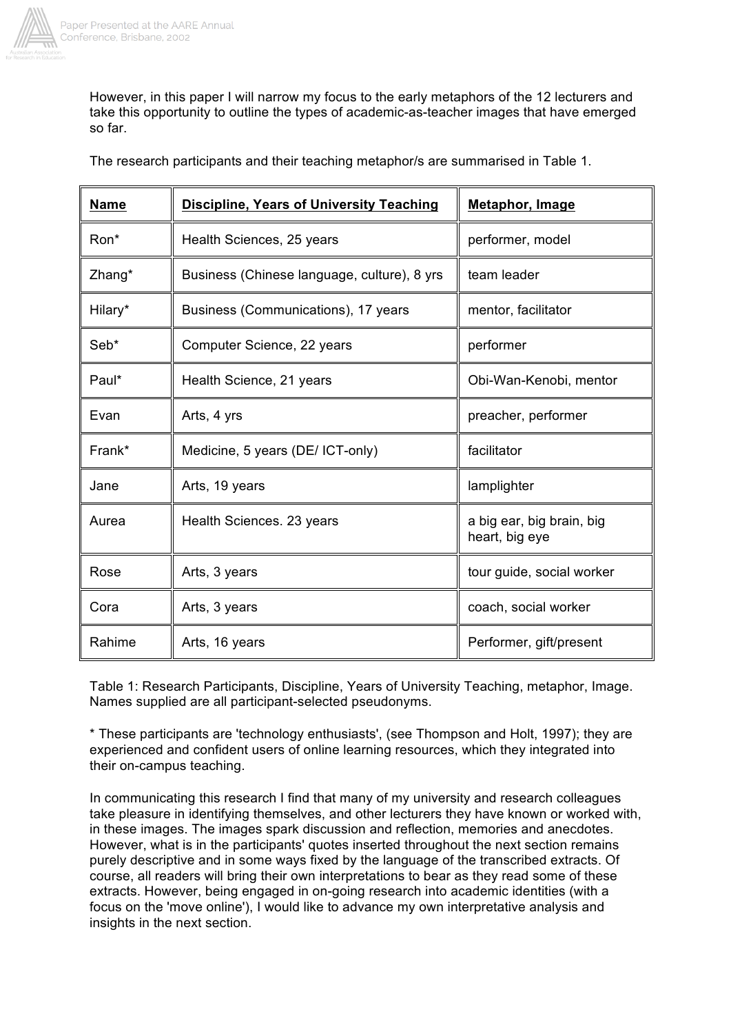However, in this paper I will narrow my focus to the early metaphors of the 12 lecturers and take this opportunity to outline the types of academic-as-teacher images that have emerged so far.

The research participants and their teaching metaphor/s are summarised in Table 1.

| **Name** | **Discipline, Years of University Teaching** | **Metaphor, Image** |
|---|---|---|
| Ron* | Health Sciences, 25 years | performer, model |
| Zhang* | Business (Chinese language, culture), 8 yrs | team leader |
| Hilary* | Business (Communications), 17 years | mentor, facilitator |
| Seb* | Computer Science, 22 years | performer |
| Paul* | Health Science, 21 years | Obi-Wan-Kenobi, mentor |
| Evan | Arts, 4 yrs | preacher, performer |
| Frank* | Medicine, 5 years (DE/ ICT-only) | facilitator |
| Jane | Arts, 19 years | lamplighter |
| Aurea | Health Sciences. 23 years | a big ear, big brain, big heart, big eye |
| Rose | Arts, 3 years | tour guide, social worker |
| Cora | Arts, 3 years | coach, social worker |
| Rahime | Arts, 16 years | Performer, gift/present |

Table 1: Research Participants, Discipline, Years of University Teaching, metaphor, Image. Names supplied are all participant-selected pseudonyms.

* These participants are 'technology enthusiasts', (see Thompson and Holt, 1997); they are experienced and confident users of online learning resources, which they integrated into their on-campus teaching.

In communicating this research I find that many of my university and research colleagues take pleasure in identifying themselves, and other lecturers they have known or worked with, in these images. The images spark discussion and reflection, memories and anecdotes. However, what is in the participants' quotes inserted throughout the next section remains purely descriptive and in some ways fixed by the language of the transcribed extracts. Of course, all readers will bring their own interpretations to bear as they read some of these extracts. However, being engaged in on-going research into academic identities (with a focus on the 'move online'), I would like to advance my own interpretative analysis and insights in the next section.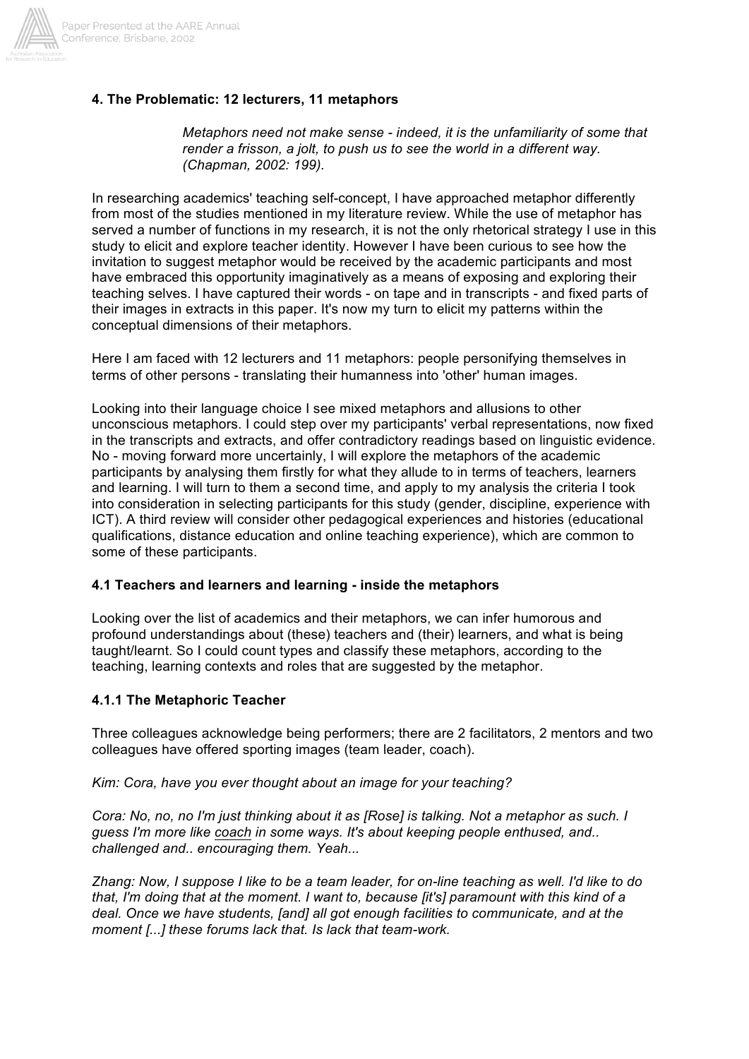### 4. The Problematic: 12 lecturers, 11 metaphors

> *Metaphors need not make sense - indeed, it is the unfamiliarity of some that render a frisson, a jolt, to push us to see the world in a different way. (Chapman, 2002: 199).*

In researching academics' teaching self-concept, I have approached metaphor differently from most of the studies mentioned in my literature review. While the use of metaphor has served a number of functions in my research, it is not the only rhetorical strategy I use in this study to elicit and explore teacher identity. However I have been curious to see how the invitation to suggest metaphor would be received by the academic participants and most have embraced this opportunity imaginatively as a means of exposing and exploring their teaching selves. I have captured their words - on tape and in transcripts - and fixed parts of their images in extracts in this paper. It's now my turn to elicit my patterns within the conceptual dimensions of their metaphors.

Here I am faced with 12 lecturers and 11 metaphors: people personifying themselves in terms of other persons - translating their humanness into 'other' human images.

Looking into their language choice I see mixed metaphors and allusions to other unconscious metaphors. I could step over my participants' verbal representations, now fixed in the transcripts and extracts, and offer contradictory readings based on linguistic evidence. No - moving forward more uncertainly, I will explore the metaphors of the academic participants by analysing them firstly for what they allude to in terms of teachers, learners and learning. I will turn to them a second time, and apply to my analysis the criteria I took into consideration in selecting participants for this study (gender, discipline, experience with ICT). A third review will consider other pedagogical experiences and histories (educational qualifications, distance education and online teaching experience), which are common to some of these participants.

#### 4.1 Teachers and learners and learning - inside the metaphors

Looking over the list of academics and their metaphors, we can infer humorous and profound understandings about (these) teachers and (their) learners, and what is being taught/learnt. So I could count types and classify these metaphors, according to the teaching, learning contexts and roles that are suggested by the metaphor.

#### 4.1.1 The Metaphoric Teacher

Three colleagues acknowledge being performers; there are 2 facilitators, 2 mentors and two colleagues have offered sporting images (team leader, coach).

*Kim: Cora, have you ever thought about an image for your teaching?*

*Cora: No, no, no I'm just thinking about it as [Rose] is talking. Not a metaphor as such. I guess I'm more like coach in some ways. It's about keeping people enthused, and.. challenged and.. encouraging them. Yeah...*

*Zhang: Now, I suppose I like to be a team leader, for on-line teaching as well. I'd like to do that, I'm doing that at the moment. I want to, because [it's] paramount with this kind of a deal. Once we have students, [and] all got enough facilities to communicate, and at the moment [...] these forums lack that. Is lack that team-work.*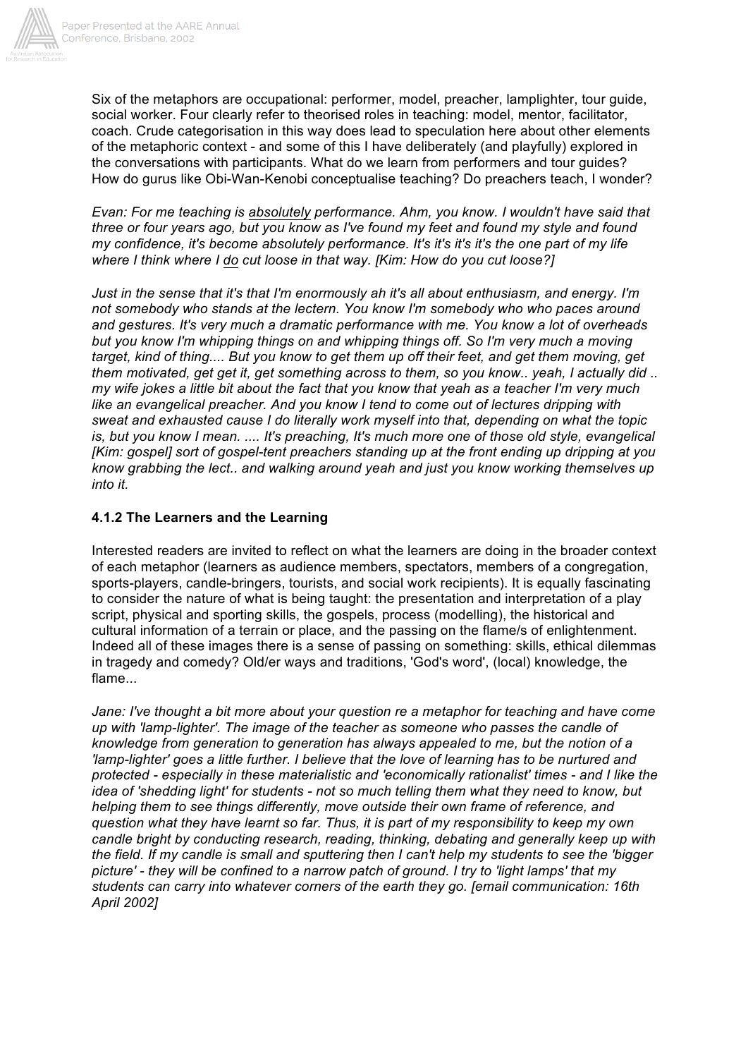Six of the metaphors are occupational: performer, model, preacher, lamplighter, tour guide, social worker. Four clearly refer to theorised roles in teaching: model, mentor, facilitator, coach. Crude categorisation in this way does lead to speculation here about other elements of the metaphoric context - and some of this I have deliberately (and playfully) explored in the conversations with participants. What do we learn from performers and tour guides? How do gurus like Obi-Wan-Kenobi conceptualise teaching? Do preachers teach, I wonder?

*Evan: For me teaching is absolutely performance. Ahm, you know. I wouldn't have said that three or four years ago, but you know as I've found my feet and found my style and found my confidence, it's become absolutely performance. It's it's it's it's the one part of my life where I think where I do cut loose in that way. [Kim: How do you cut loose?]*

*Just in the sense that it's that I'm enormously ah it's all about enthusiasm, and energy. I'm not somebody who stands at the lectern. You know I'm somebody who who paces around and gestures. It's very much a dramatic performance with me. You know a lot of overheads but you know I'm whipping things on and whipping things off. So I'm very much a moving target, kind of thing.... But you know to get them up off their feet, and get them moving, get them motivated, get get it, get something across to them, so you know.. yeah, I actually did .. my wife jokes a little bit about the fact that you know that yeah as a teacher I'm very much like an evangelical preacher. And you know I tend to come out of lectures dripping with sweat and exhausted cause I do literally work myself into that, depending on what the topic is, but you know I mean. .... It's preaching, It's much more one of those old style, evangelical [Kim: gospel] sort of gospel-tent preachers standing up at the front ending up dripping at you know grabbing the lect.. and walking around yeah and just you know working themselves up into it.*

#### 4.1.2 The Learners and the Learning

Interested readers are invited to reflect on what the learners are doing in the broader context of each metaphor (learners as audience members, spectators, members of a congregation, sports-players, candle-bringers, tourists, and social work recipients). It is equally fascinating to consider the nature of what is being taught: the presentation and interpretation of a play script, physical and sporting skills, the gospels, process (modelling), the historical and cultural information of a terrain or place, and the passing on the flame/s of enlightenment. Indeed all of these images there is a sense of passing on something: skills, ethical dilemmas in tragedy and comedy? Old/er ways and traditions, 'God's word', (local) knowledge, the flame...

*Jane: I've thought a bit more about your question re a metaphor for teaching and have come up with 'lamp-lighter'. The image of the teacher as someone who passes the candle of knowledge from generation to generation has always appealed to me, but the notion of a 'lamp-lighter' goes a little further. I believe that the love of learning has to be nurtured and protected - especially in these materialistic and 'economically rationalist' times - and I like the idea of 'shedding light' for students - not so much telling them what they need to know, but helping them to see things differently, move outside their own frame of reference, and question what they have learnt so far. Thus, it is part of my responsibility to keep my own candle bright by conducting research, reading, thinking, debating and generally keep up with the field. If my candle is small and sputtering then I can't help my students to see the 'bigger picture' - they will be confined to a narrow patch of ground. I try to 'light lamps' that my students can carry into whatever corners of the earth they go. [email communication: 16th April 2002]*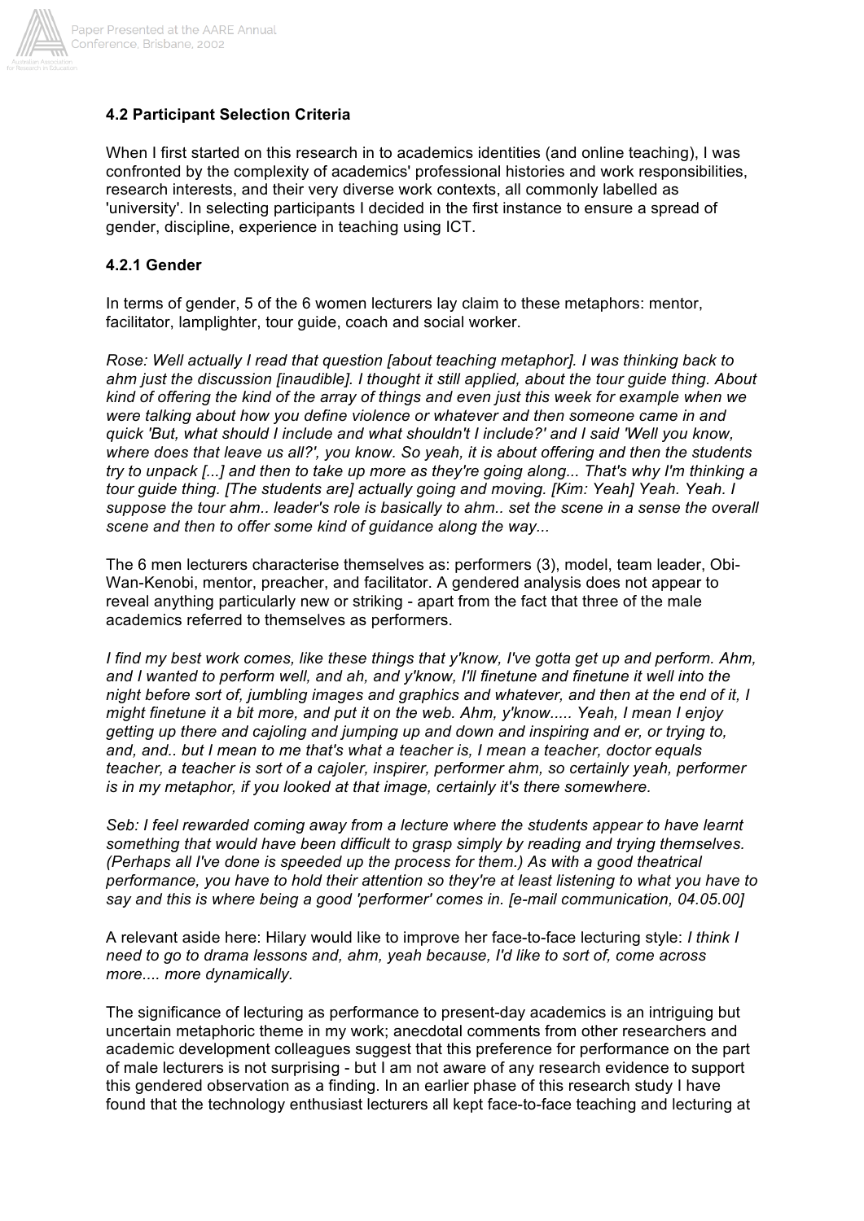### 4.2 Participant Selection Criteria

When I first started on this research in to academics identities (and online teaching), I was confronted by the complexity of academics' professional histories and work responsibilities, research interests, and their very diverse work contexts, all commonly labelled as 'university'. In selecting participants I decided in the first instance to ensure a spread of gender, discipline, experience in teaching using ICT.

#### 4.2.1 Gender

In terms of gender, 5 of the 6 women lecturers lay claim to these metaphors: mentor, facilitator, lamplighter, tour guide, coach and social worker.

*Rose: Well actually I read that question [about teaching metaphor]. I was thinking back to ahm just the discussion [inaudible]. I thought it still applied, about the tour guide thing. About kind of offering the kind of the array of things and even just this week for example when we were talking about how you define violence or whatever and then someone came in and quick 'But, what should I include and what shouldn't I include?' and I said 'Well you know, where does that leave us all?', you know. So yeah, it is about offering and then the students try to unpack [...] and then to take up more as they're going along... That's why I'm thinking a tour guide thing. [The students are] actually going and moving. [Kim: Yeah] Yeah. Yeah. I suppose the tour ahm.. leader's role is basically to ahm.. set the scene in a sense the overall scene and then to offer some kind of guidance along the way...*

The 6 men lecturers characterise themselves as: performers (3), model, team leader, Obi-Wan-Kenobi, mentor, preacher, and facilitator. A gendered analysis does not appear to reveal anything particularly new or striking - apart from the fact that three of the male academics referred to themselves as performers.

*I find my best work comes, like these things that y'know, I've gotta get up and perform. Ahm, and I wanted to perform well, and ah, and y'know, I'll finetune and finetune it well into the night before sort of, jumbling images and graphics and whatever, and then at the end of it, I might finetune it a bit more, and put it on the web. Ahm, y'know..... Yeah, I mean I enjoy getting up there and cajoling and jumping up and down and inspiring and er, or trying to, and, and.. but I mean to me that's what a teacher is, I mean a teacher, doctor equals teacher, a teacher is sort of a cajoler, inspirer, performer ahm, so certainly yeah, performer is in my metaphor, if you looked at that image, certainly it's there somewhere.*

*Seb: I feel rewarded coming away from a lecture where the students appear to have learnt something that would have been difficult to grasp simply by reading and trying themselves. (Perhaps all I've done is speeded up the process for them.) As with a good theatrical performance, you have to hold their attention so they're at least listening to what you have to say and this is where being a good 'performer' comes in. [e-mail communication, 04.05.00]*

A relevant aside here: Hilary would like to improve her face-to-face lecturing style: *I think I need to go to drama lessons and, ahm, yeah because, I'd like to sort of, come across more.... more dynamically.*

The significance of lecturing as performance to present-day academics is an intriguing but uncertain metaphoric theme in my work; anecdotal comments from other researchers and academic development colleagues suggest that this preference for performance on the part of male lecturers is not surprising - but I am not aware of any research evidence to support this gendered observation as a finding. In an earlier phase of this research study I have found that the technology enthusiast lecturers all kept face-to-face teaching and lecturing at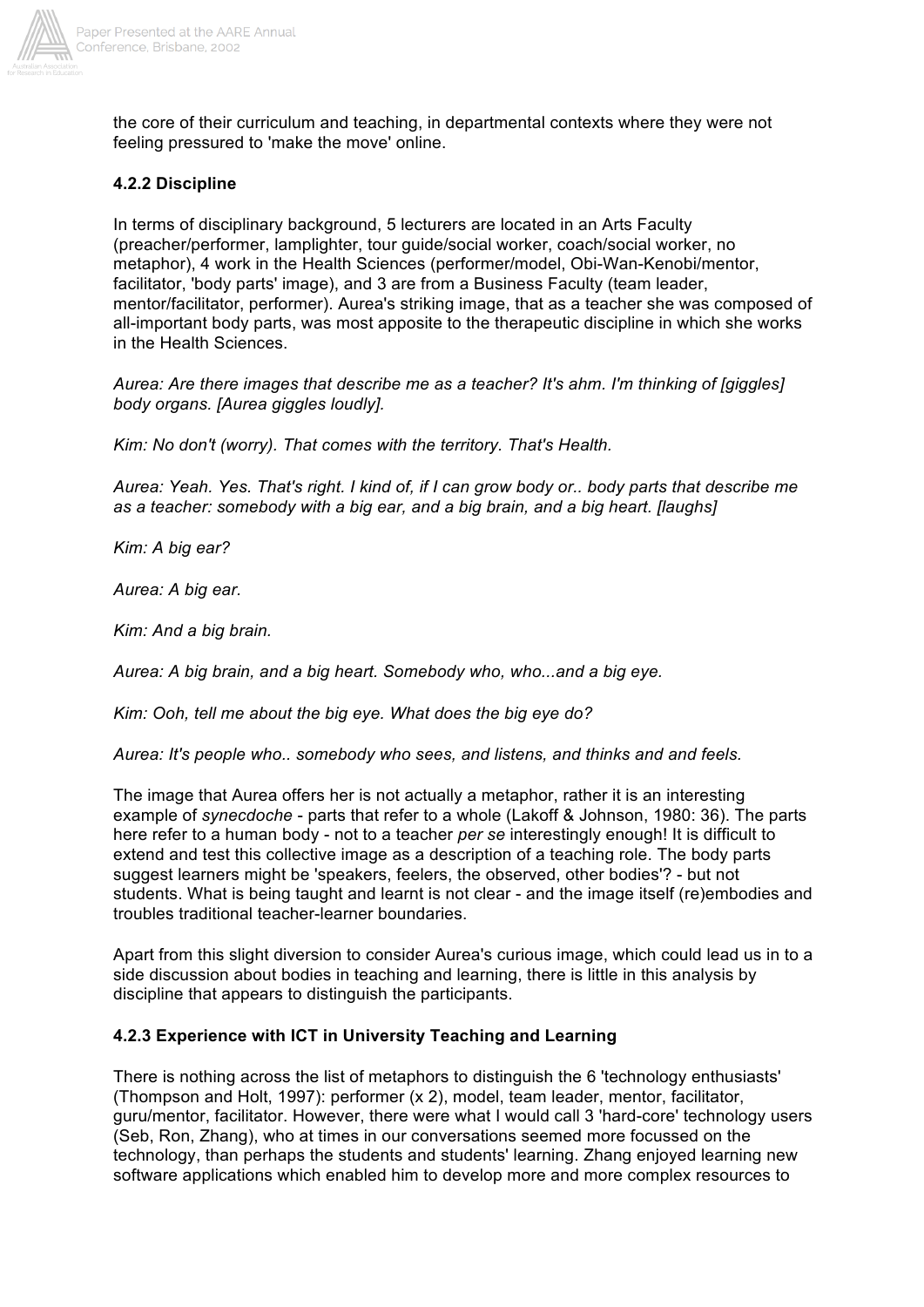the core of their curriculum and teaching, in departmental contexts where they were not feeling pressured to 'make the move' online.

### 4.2.2 Discipline

In terms of disciplinary background, 5 lecturers are located in an Arts Faculty (preacher/performer, lamplighter, tour guide/social worker, coach/social worker, no metaphor), 4 work in the Health Sciences (performer/model, Obi-Wan-Kenobi/mentor, facilitator, 'body parts' image), and 3 are from a Business Faculty (team leader, mentor/facilitator, performer). Aurea's striking image, that as a teacher she was composed of all-important body parts, was most apposite to the therapeutic discipline in which she works in the Health Sciences.

*Aurea: Are there images that describe me as a teacher? It's ahm. I'm thinking of [giggles] body organs. [Aurea giggles loudly].*

*Kim: No don't (worry). That comes with the territory. That's Health.*

*Aurea: Yeah. Yes. That's right. I kind of, if I can grow body or.. body parts that describe me as a teacher: somebody with a big ear, and a big brain, and a big heart. [laughs]*

*Kim: A big ear?*

*Aurea: A big ear.*

*Kim: And a big brain.*

*Aurea: A big brain, and a big heart. Somebody who, who...and a big eye.*

*Kim: Ooh, tell me about the big eye. What does the big eye do?*

*Aurea: It's people who.. somebody who sees, and listens, and thinks and and feels.*

The image that Aurea offers her is not actually a metaphor, rather it is an interesting example of *synecdoche* - parts that refer to a whole (Lakoff & Johnson, 1980: 36). The parts here refer to a human body - not to a teacher *per se* interestingly enough! It is difficult to extend and test this collective image as a description of a teaching role. The body parts suggest learners might be 'speakers, feelers, the observed, other bodies'? - but not students. What is being taught and learnt is not clear - and the image itself (re)embodies and troubles traditional teacher-learner boundaries.

Apart from this slight diversion to consider Aurea's curious image, which could lead us in to a side discussion about bodies in teaching and learning, there is little in this analysis by discipline that appears to distinguish the participants.

### 4.2.3 Experience with ICT in University Teaching and Learning

There is nothing across the list of metaphors to distinguish the 6 'technology enthusiasts' (Thompson and Holt, 1997): performer (x 2), model, team leader, mentor, facilitator, guru/mentor, facilitator. However, there were what I would call 3 'hard-core' technology users (Seb, Ron, Zhang), who at times in our conversations seemed more focussed on the technology, than perhaps the students and students' learning. Zhang enjoyed learning new software applications which enabled him to develop more and more complex resources to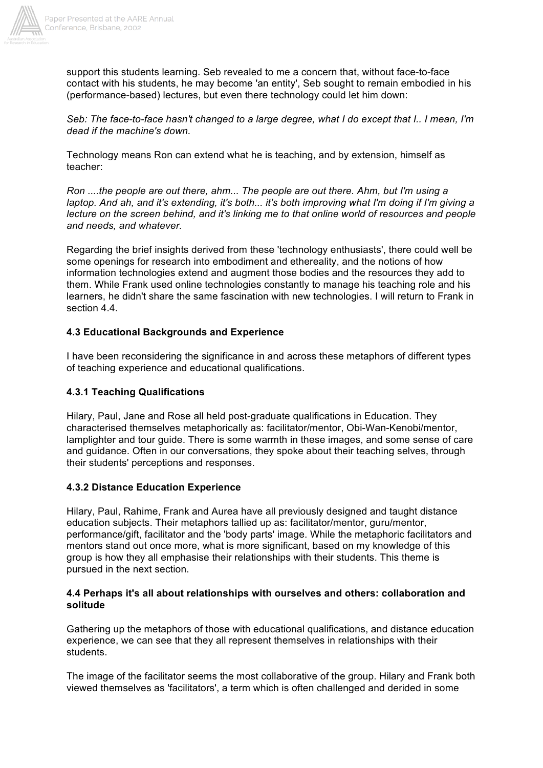support this students learning. Seb revealed to me a concern that, without face-to-face contact with his students, he may become 'an entity', Seb sought to remain embodied in his (performance-based) lectures, but even there technology could let him down:

*Seb: The face-to-face hasn't changed to a large degree, what I do except that I.. I mean, I'm dead if the machine's down.*

Technology means Ron can extend what he is teaching, and by extension, himself as teacher:

*Ron ....the people are out there, ahm... The people are out there. Ahm, but I'm using a laptop. And ah, and it's extending, it's both... it's both improving what I'm doing if I'm giving a lecture on the screen behind, and it's linking me to that online world of resources and people and needs, and whatever.*

Regarding the brief insights derived from these 'technology enthusiasts', there could well be some openings for research into embodiment and ethereality, and the notions of how information technologies extend and augment those bodies and the resources they add to them. While Frank used online technologies constantly to manage his teaching role and his learners, he didn't share the same fascination with new technologies. I will return to Frank in section 4.4.

### 4.3 Educational Backgrounds and Experience

I have been reconsidering the significance in and across these metaphors of different types of teaching experience and educational qualifications.

#### 4.3.1 Teaching Qualifications

Hilary, Paul, Jane and Rose all held post-graduate qualifications in Education. They characterised themselves metaphorically as: facilitator/mentor, Obi-Wan-Kenobi/mentor, lamplighter and tour guide. There is some warmth in these images, and some sense of care and guidance. Often in our conversations, they spoke about their teaching selves, through their students' perceptions and responses.

#### 4.3.2 Distance Education Experience

Hilary, Paul, Rahime, Frank and Aurea have all previously designed and taught distance education subjects. Their metaphors tallied up as: facilitator/mentor, guru/mentor, performance/gift, facilitator and the 'body parts' image. While the metaphoric facilitators and mentors stand out once more, what is more significant, based on my knowledge of this group is how they all emphasise their relationships with their students. This theme is pursued in the next section.

### 4.4 Perhaps it's all about relationships with ourselves and others: collaboration and solitude

Gathering up the metaphors of those with educational qualifications, and distance education experience, we can see that they all represent themselves in relationships with their students.

The image of the facilitator seems the most collaborative of the group. Hilary and Frank both viewed themselves as 'facilitators', a term which is often challenged and derided in some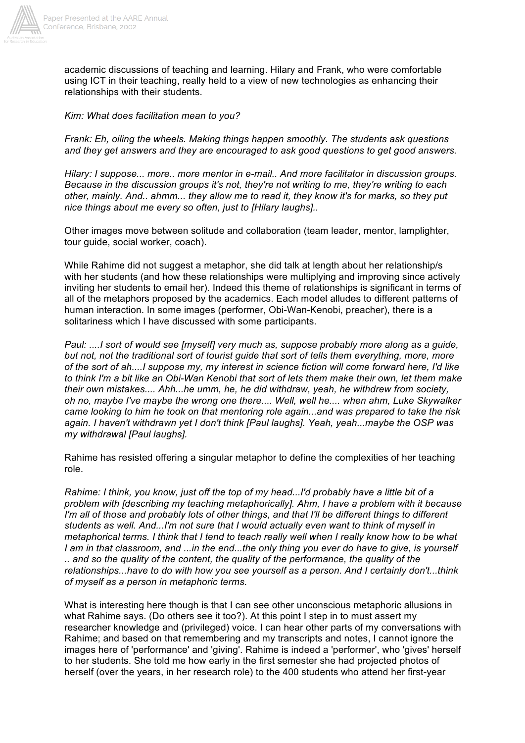academic discussions of teaching and learning. Hilary and Frank, who were comfortable using ICT in their teaching, really held to a view of new technologies as enhancing their relationships with their students.

*Kim: What does facilitation mean to you?*

*Frank: Eh, oiling the wheels. Making things happen smoothly. The students ask questions and they get answers and they are encouraged to ask good questions to get good answers.*

*Hilary: I suppose... more.. more mentor in e-mail.. And more facilitator in discussion groups. Because in the discussion groups it's not, they're not writing to me, they're writing to each other, mainly. And.. ahmm... they allow me to read it, they know it's for marks, so they put nice things about me every so often, just to [Hilary laughs]..*

Other images move between solitude and collaboration (team leader, mentor, lamplighter, tour guide, social worker, coach).

While Rahime did not suggest a metaphor, she did talk at length about her relationship/s with her students (and how these relationships were multiplying and improving since actively inviting her students to email her). Indeed this theme of relationships is significant in terms of all of the metaphors proposed by the academics. Each model alludes to different patterns of human interaction. In some images (performer, Obi-Wan-Kenobi, preacher), there is a solitariness which I have discussed with some participants.

*Paul: ....I sort of would see [myself] very much as, suppose probably more along as a guide, but not, not the traditional sort of tourist guide that sort of tells them everything, more, more of the sort of ah....I suppose my, my interest in science fiction will come forward here, I'd like to think I'm a bit like an Obi-Wan Kenobi that sort of lets them make their own, let them make their own mistakes.... Ahh...he umm, he, he did withdraw, yeah, he withdrew from society, oh no, maybe I've maybe the wrong one there.... Well, well he.... when ahm, Luke Skywalker came looking to him he took on that mentoring role again...and was prepared to take the risk again. I haven't withdrawn yet I don't think [Paul laughs]. Yeah, yeah...maybe the OSP was my withdrawal [Paul laughs].*

Rahime has resisted offering a singular metaphor to define the complexities of her teaching role.

*Rahime: I think, you know, just off the top of my head...I'd probably have a little bit of a problem with [describing my teaching metaphorically]. Ahm, I have a problem with it because I'm all of those and probably lots of other things, and that I'll be different things to different students as well. And...I'm not sure that I would actually even want to think of myself in metaphorical terms. I think that I tend to teach really well when I really know how to be what I am in that classroom, and ...in the end...the only thing you ever do have to give, is yourself .. and so the quality of the content, the quality of the performance, the quality of the relationships...have to do with how you see yourself as a person. And I certainly don't...think of myself as a person in metaphoric terms.*

What is interesting here though is that I can see other unconscious metaphoric allusions in what Rahime says. (Do others see it too?). At this point I step in to must assert my researcher knowledge and (privileged) voice. I can hear other parts of my conversations with Rahime; and based on that remembering and my transcripts and notes, I cannot ignore the images here of 'performance' and 'giving'. Rahime is indeed a 'performer', who 'gives' herself to her students. She told me how early in the first semester she had projected photos of herself (over the years, in her research role) to the 400 students who attend her first-year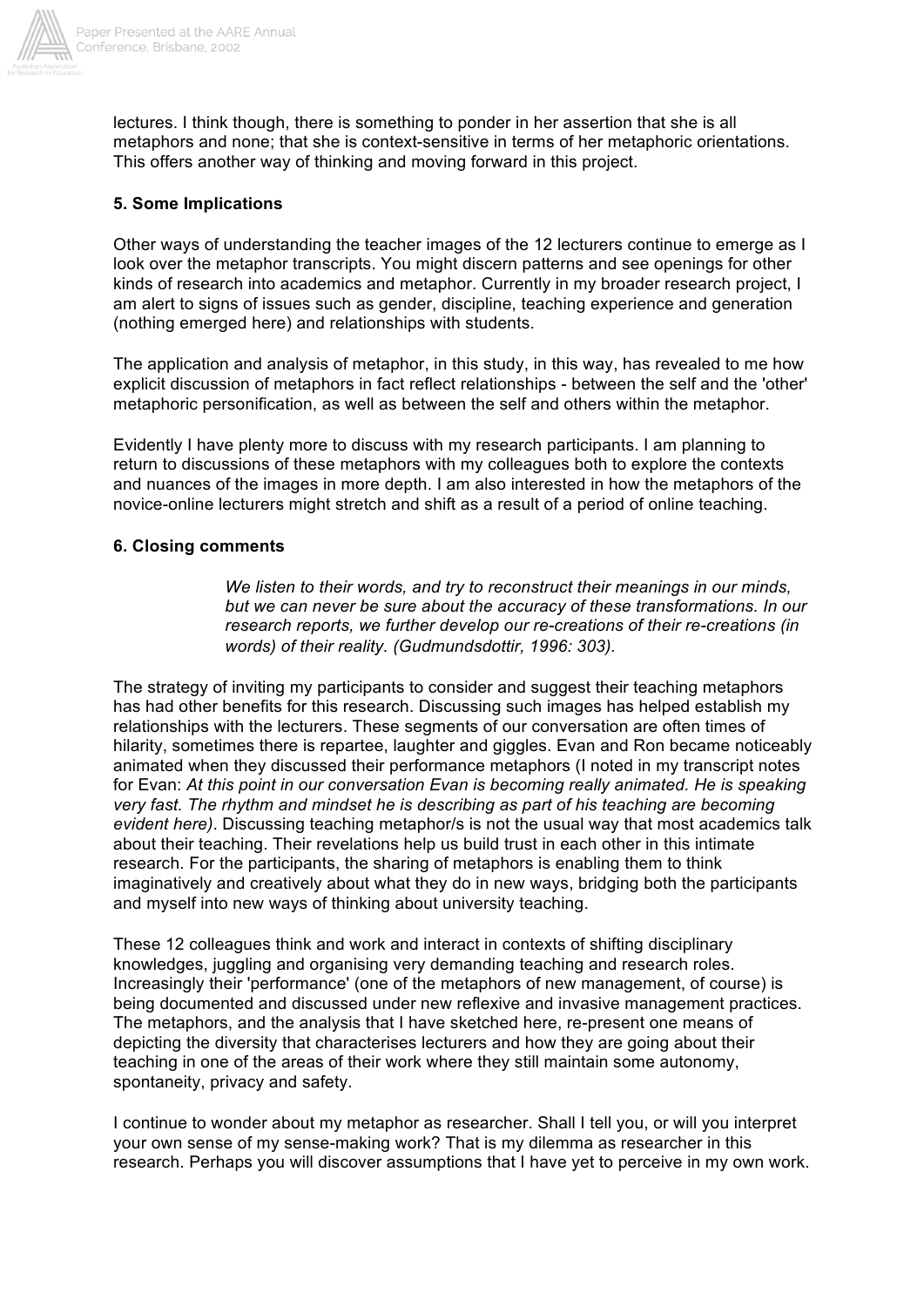lectures. I think though, there is something to ponder in her assertion that she is all metaphors and none; that she is context-sensitive in terms of her metaphoric orientations. This offers another way of thinking and moving forward in this project.

### 5. Some Implications

Other ways of understanding the teacher images of the 12 lecturers continue to emerge as I look over the metaphor transcripts. You might discern patterns and see openings for other kinds of research into academics and metaphor. Currently in my broader research project, I am alert to signs of issues such as gender, discipline, teaching experience and generation (nothing emerged here) and relationships with students.

The application and analysis of metaphor, in this study, in this way, has revealed to me how explicit discussion of metaphors in fact reflect relationships - between the self and the 'other' metaphoric personification, as well as between the self and others within the metaphor.

Evidently I have plenty more to discuss with my research participants. I am planning to return to discussions of these metaphors with my colleagues both to explore the contexts and nuances of the images in more depth. I am also interested in how the metaphors of the novice-online lecturers might stretch and shift as a result of a period of online teaching.

### 6. Closing comments

> *We listen to their words, and try to reconstruct their meanings in our minds, but we can never be sure about the accuracy of these transformations. In our research reports, we further develop our re-creations of their re-creations (in words) of their reality. (Gudmundsdottir, 1996: 303).*

The strategy of inviting my participants to consider and suggest their teaching metaphors has had other benefits for this research. Discussing such images has helped establish my relationships with the lecturers. These segments of our conversation are often times of hilarity, sometimes there is repartee, laughter and giggles. Evan and Ron became noticeably animated when they discussed their performance metaphors (I noted in my transcript notes for Evan: *At this point in our conversation Evan is becoming really animated. He is speaking very fast. The rhythm and mindset he is describing as part of his teaching are becoming evident here)*. Discussing teaching metaphor/s is not the usual way that most academics talk about their teaching. Their revelations help us build trust in each other in this intimate research. For the participants, the sharing of metaphors is enabling them to think imaginatively and creatively about what they do in new ways, bridging both the participants and myself into new ways of thinking about university teaching.

These 12 colleagues think and work and interact in contexts of shifting disciplinary knowledges, juggling and organising very demanding teaching and research roles. Increasingly their 'performance' (one of the metaphors of new management, of course) is being documented and discussed under new reflexive and invasive management practices. The metaphors, and the analysis that I have sketched here, re-present one means of depicting the diversity that characterises lecturers and how they are going about their teaching in one of the areas of their work where they still maintain some autonomy, spontaneity, privacy and safety.

I continue to wonder about my metaphor as researcher. Shall I tell you, or will you interpret your own sense of my sense-making work? That is my dilemma as researcher in this research. Perhaps you will discover assumptions that I have yet to perceive in my own work.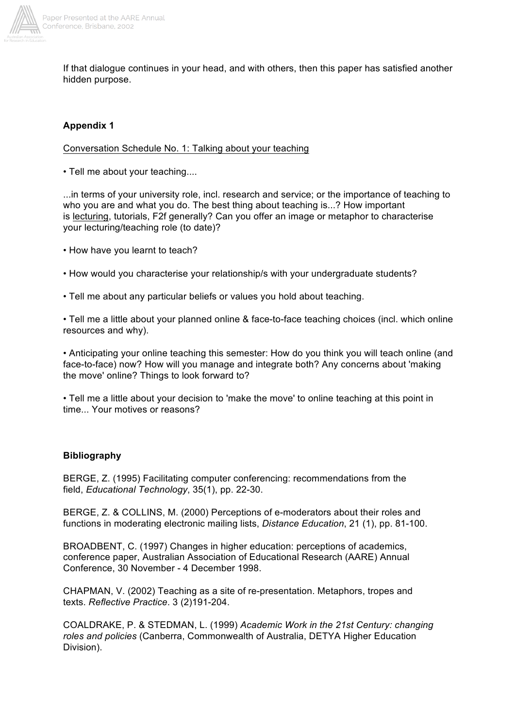If that dialogue continues in your head, and with others, then this paper has satisfied another hidden purpose.

**Appendix 1**

<u>Conversation Schedule No. 1: Talking about your teaching</u>

• Tell me about your teaching....

...in terms of your university role, incl. research and service; or the importance of teaching to who you are and what you do. The best thing about teaching is...? How important is <u>lecturing</u>, tutorials, F2f generally? Can you offer an image or metaphor to characterise your lecturing/teaching role (to date)?

• How have you learnt to teach?

• How would you characterise your relationship/s with your undergraduate students?

• Tell me about any particular beliefs or values you hold about teaching.

• Tell me a little about your planned online & face-to-face teaching choices (incl. which online resources and why).

• Anticipating your online teaching this semester: How do you think you will teach online (and face-to-face) now? How will you manage and integrate both? Any concerns about 'making the move' online? Things to look forward to?

• Tell me a little about your decision to 'make the move' to online teaching at this point in time... Your motives or reasons?

**Bibliography**

BERGE, Z. (1995) Facilitating computer conferencing: recommendations from the field, *Educational Technology*, 35(1), pp. 22-30.

BERGE, Z. & COLLINS, M. (2000) Perceptions of e-moderators about their roles and functions in moderating electronic mailing lists, *Distance Education*, 21 (1), pp. 81-100.

BROADBENT, C. (1997) Changes in higher education: perceptions of academics, conference paper, Australian Association of Educational Research (AARE) Annual Conference, 30 November - 4 December 1998.

CHAPMAN, V. (2002) Teaching as a site of re-presentation. Metaphors, tropes and texts. *Reflective Practice*. 3 (2)191-204.

COALDRAKE, P. & STEDMAN, L. (1999) *Academic Work in the 21st Century: changing roles and policies* (Canberra, Commonwealth of Australia, DETYA Higher Education Division).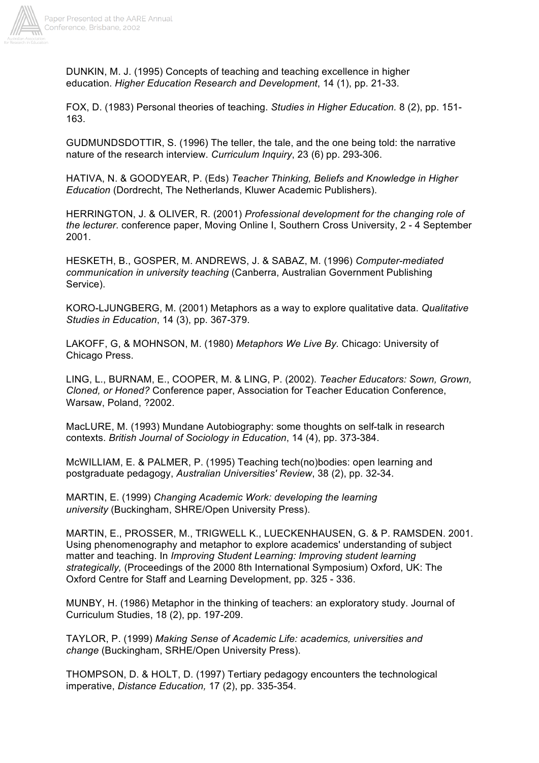DUNKIN, M. J. (1995) Concepts of teaching and teaching excellence in higher education. *Higher Education Research and Development*, 14 (1), pp. 21-33.

FOX, D. (1983) Personal theories of teaching. *Studies in Higher Education.* 8 (2), pp. 151-163.

GUDMUNDSDOTTIR, S. (1996) The teller, the tale, and the one being told: the narrative nature of the research interview. *Curriculum Inquiry*, 23 (6) pp. 293-306.

HATIVA, N. & GOODYEAR, P. (Eds) *Teacher Thinking, Beliefs and Knowledge in Higher Education* (Dordrecht, The Netherlands, Kluwer Academic Publishers).

HERRINGTON, J. & OLIVER, R. (2001) *Professional development for the changing role of the lecturer.* conference paper, Moving Online I, Southern Cross University, 2 - 4 September 2001.

HESKETH, B., GOSPER, M. ANDREWS, J. & SABAZ, M. (1996) *Computer-mediated communication in university teaching* (Canberra, Australian Government Publishing Service).

KORO-LJUNGBERG, M. (2001) Metaphors as a way to explore qualitative data. *Qualitative Studies in Education*, 14 (3), pp. 367-379.

LAKOFF, G, & MOHNSON, M. (1980) *Metaphors We Live By.* Chicago: University of Chicago Press.

LING, L., BURNAM, E., COOPER, M. & LING, P. (2002). *Teacher Educators: Sown, Grown, Cloned, or Honed?* Conference paper, Association for Teacher Education Conference, Warsaw, Poland, ?2002.

MacLURE, M. (1993) Mundane Autobiography: some thoughts on self-talk in research contexts. *British Journal of Sociology in Education*, 14 (4), pp. 373-384.

McWILLIAM, E. & PALMER, P. (1995) Teaching tech(no)bodies: open learning and postgraduate pedagogy, *Australian Universities' Review*, 38 (2), pp. 32-34.

MARTIN, E. (1999) *Changing Academic Work: developing the learning university* (Buckingham, SHRE/Open University Press).

MARTIN, E., PROSSER, M., TRIGWELL K., LUECKENHAUSEN, G. & P. RAMSDEN. 2001. Using phenomenography and metaphor to explore academics' understanding of subject matter and teaching. In *Improving Student Learning: Improving student learning strategically,* (Proceedings of the 2000 8th International Symposium) Oxford, UK: The Oxford Centre for Staff and Learning Development, pp. 325 - 336.

MUNBY, H. (1986) Metaphor in the thinking of teachers: an exploratory study. Journal of Curriculum Studies, 18 (2), pp. 197-209.

TAYLOR, P. (1999) *Making Sense of Academic Life: academics, universities and change* (Buckingham, SRHE/Open University Press).

THOMPSON, D. & HOLT, D. (1997) Tertiary pedagogy encounters the technological imperative, *Distance Education,* 17 (2), pp. 335-354.